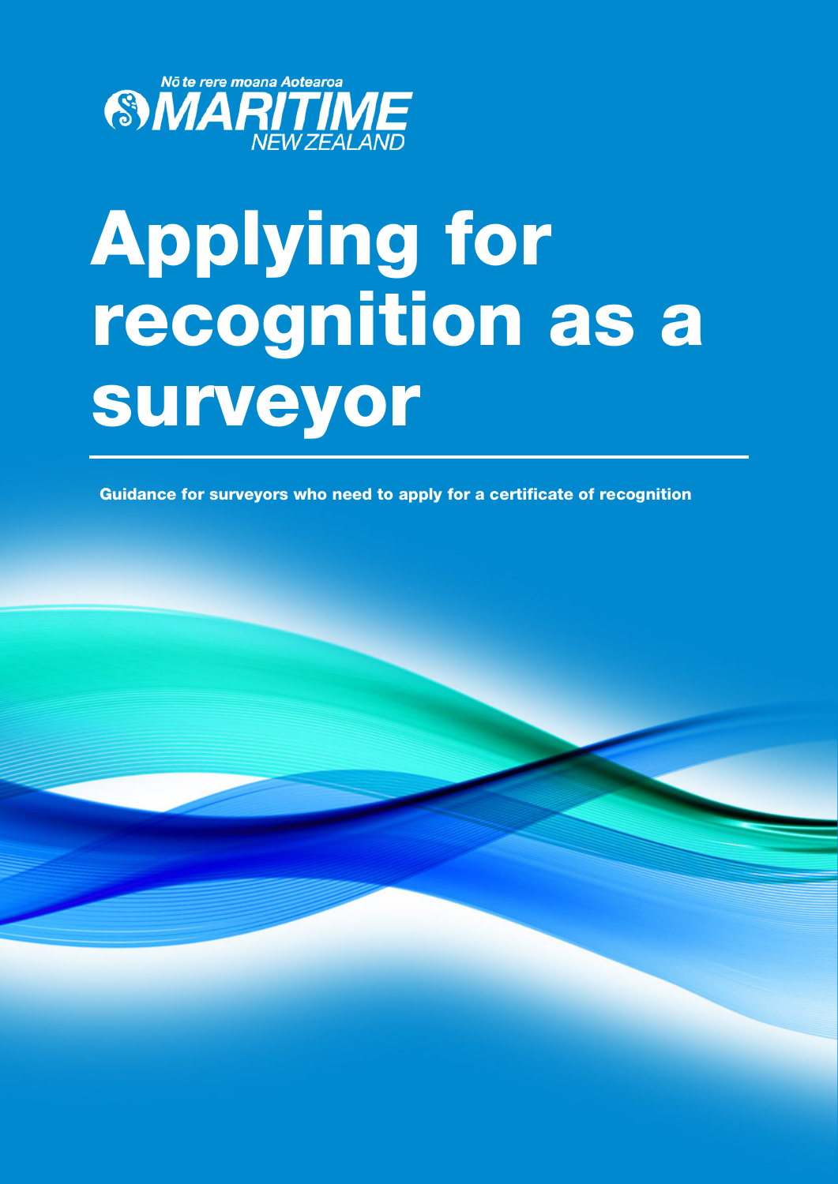Nō te rere moana Aotearoa

MARITIME NEW ZEALAND

# Applying for recognition as a surveyor

**Guidance for surveyors who need to apply for a certificate of recognition**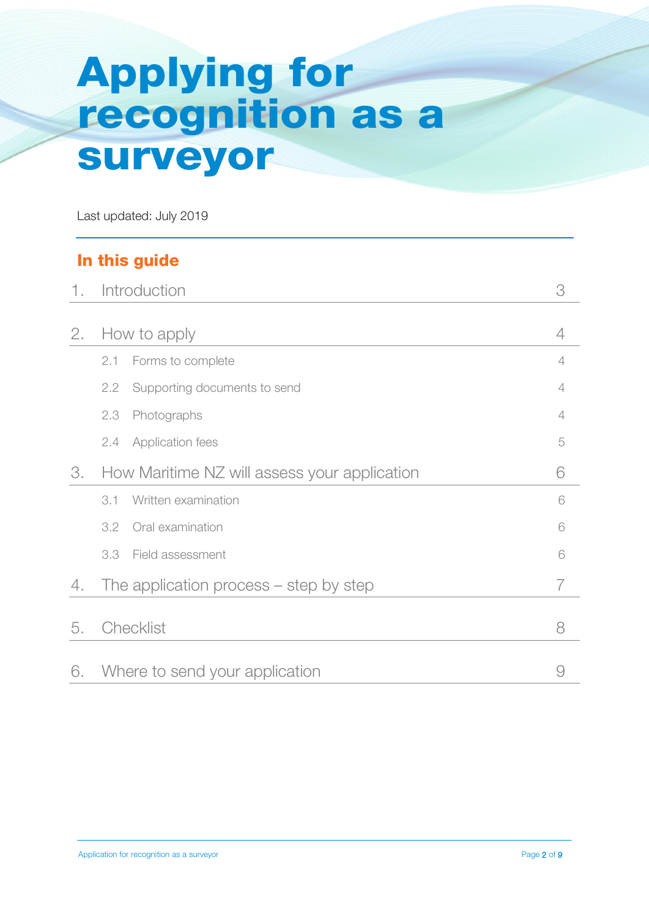# Applying for recognition as a surveyor

Last updated: July 2019

## In this guide

| | | |
|---|---|---|
| 1. | Introduction | 3 |
| 2. | How to apply | 4 |
| 2.1 | Forms to complete | 4 |
| 2.2 | Supporting documents to send | 4 |
| 2.3 | Photographs | 4 |
| 2.4 | Application fees | 5 |
| 3. | How Maritime NZ will assess your application | 6 |
| 3.1 | Written examination | 6 |
| 3.2 | Oral examination | 6 |
| 3.3 | Field assessment | 6 |
| 4. | The application process – step by step | 7 |
| 5. | Checklist | 8 |
| 6. | Where to send your application | 9 |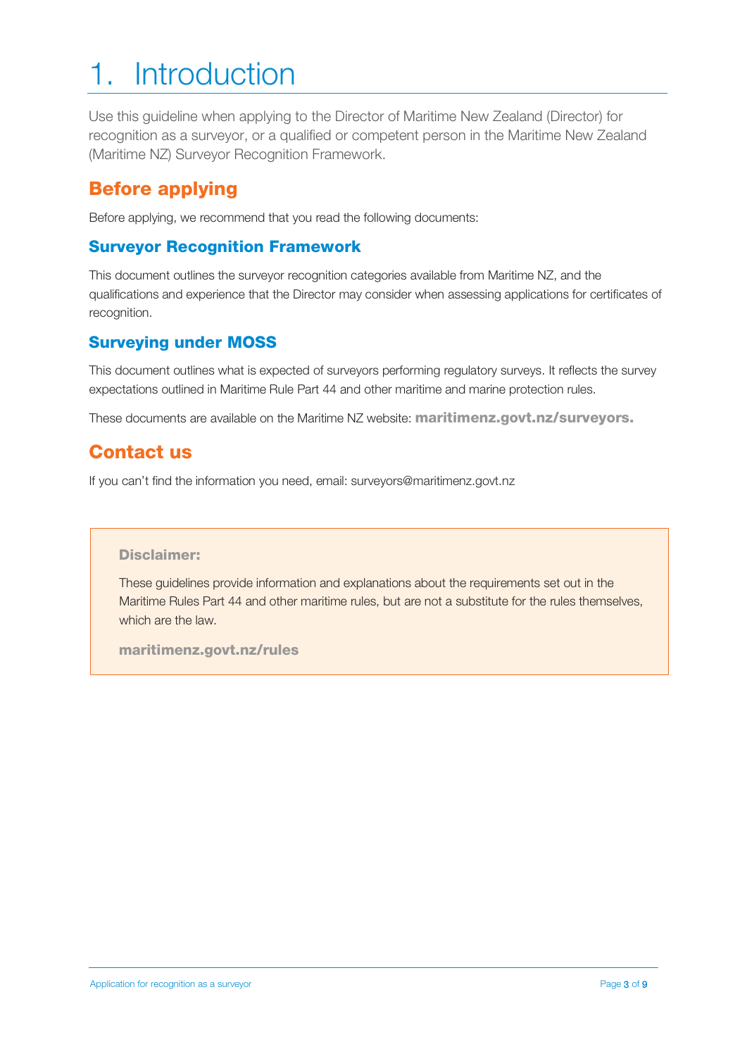# 1. Introduction

Use this guideline when applying to the Director of Maritime New Zealand (Director) for recognition as a surveyor, or a qualified or competent person in the Maritime New Zealand (Maritime NZ) Surveyor Recognition Framework.

## Before applying

Before applying, we recommend that you read the following documents:

### Surveyor Recognition Framework

This document outlines the surveyor recognition categories available from Maritime NZ, and the qualifications and experience that the Director may consider when assessing applications for certificates of recognition.

### Surveying under MOSS

This document outlines what is expected of surveyors performing regulatory surveys. It reflects the survey expectations outlined in Maritime Rule Part 44 and other maritime and marine protection rules.

These documents are available on the Maritime NZ website: **maritimenz.govt.nz/surveyors.**

## Contact us

If you can't find the information you need, email: surveyors@maritimenz.govt.nz

> **Disclaimer:**
>
> These guidelines provide information and explanations about the requirements set out in the Maritime Rules Part 44 and other maritime rules, but are not a substitute for the rules themselves, which are the law.
>
> **maritimenz.govt.nz/rules**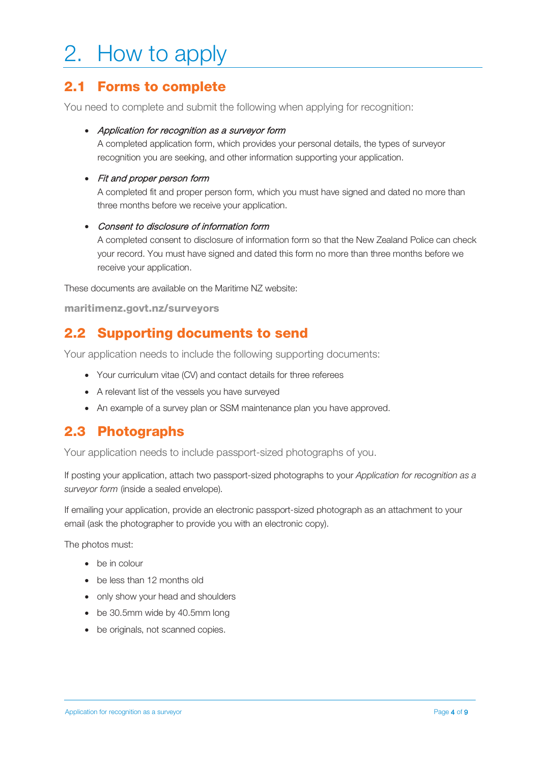# 2. How to apply

## 2.1 Forms to complete

You need to complete and submit the following when applying for recognition:

- *Application for recognition as a surveyor form*
  A completed application form, which provides your personal details, the types of surveyor recognition you are seeking, and other information supporting your application.
- *Fit and proper person form*
  A completed fit and proper person form, which you must have signed and dated no more than three months before we receive your application.
- *Consent to disclosure of information form*
  A completed consent to disclosure of information form so that the New Zealand Police can check your record. You must have signed and dated this form no more than three months before we receive your application.

These documents are available on the Maritime NZ website:

**maritimenz.govt.nz/surveyors**

## 2.2 Supporting documents to send

Your application needs to include the following supporting documents:

- Your curriculum vitae (CV) and contact details for three referees
- A relevant list of the vessels you have surveyed
- An example of a survey plan or SSM maintenance plan you have approved.

## 2.3 Photographs

Your application needs to include passport-sized photographs of you.

If posting your application, attach two passport-sized photographs to your *Application for recognition as a surveyor form* (inside a sealed envelope).

If emailing your application, provide an electronic passport-sized photograph as an attachment to your email (ask the photographer to provide you with an electronic copy).

The photos must:

- be in colour
- be less than 12 months old
- only show your head and shoulders
- be 30.5mm wide by 40.5mm long
- be originals, not scanned copies.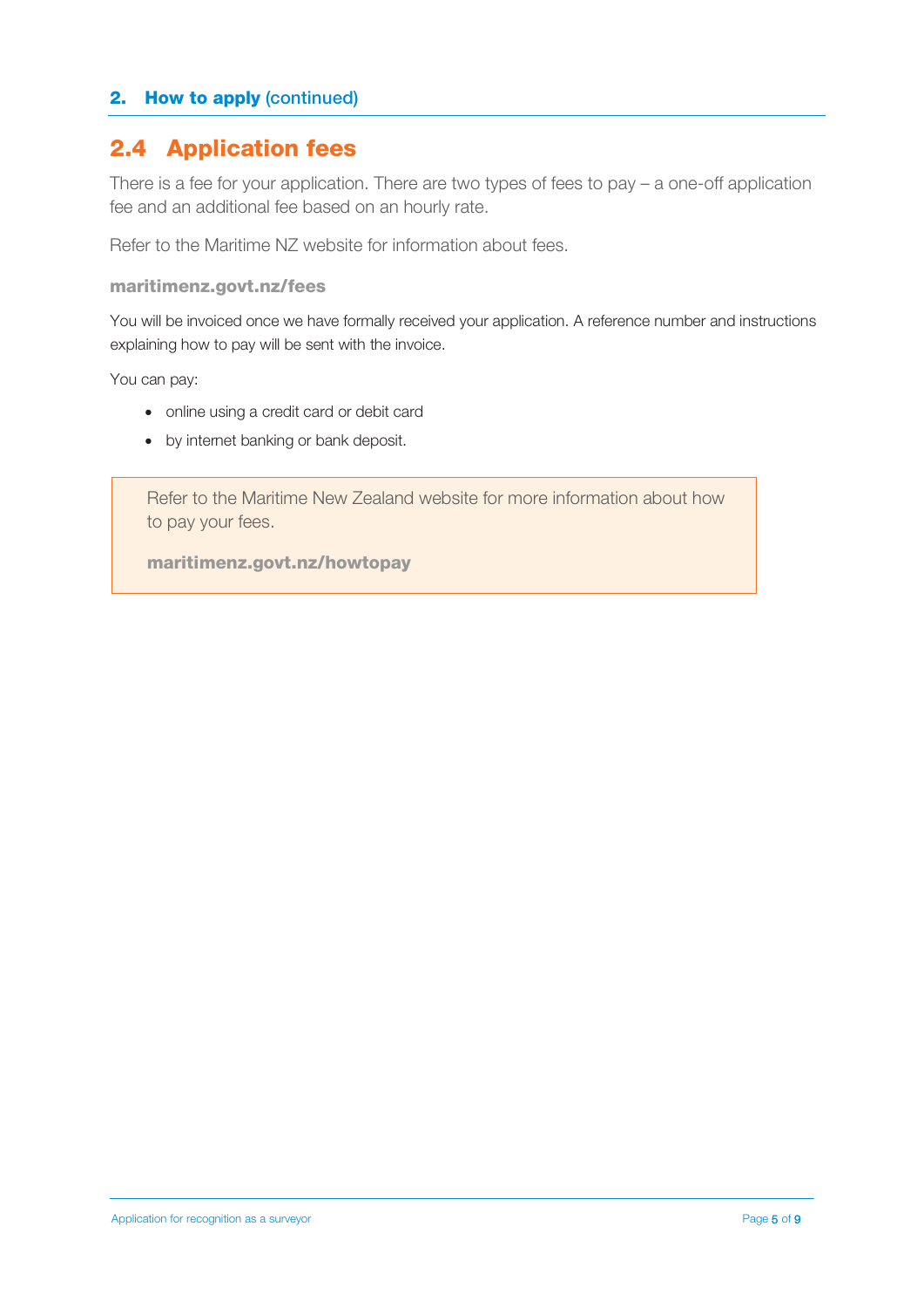## 2.4 Application fees

There is a fee for your application. There are two types of fees to pay – a one-off application fee and an additional fee based on an hourly rate.

Refer to the Maritime NZ website for information about fees.

**maritimenz.govt.nz/fees**

You will be invoiced once we have formally received your application. A reference number and instructions explaining how to pay will be sent with the invoice.

You can pay:

- online using a credit card or debit card
- by internet banking or bank deposit.

> Refer to the Maritime New Zealand website for more information about how to pay your fees.
>
> **maritimenz.govt.nz/howtopay**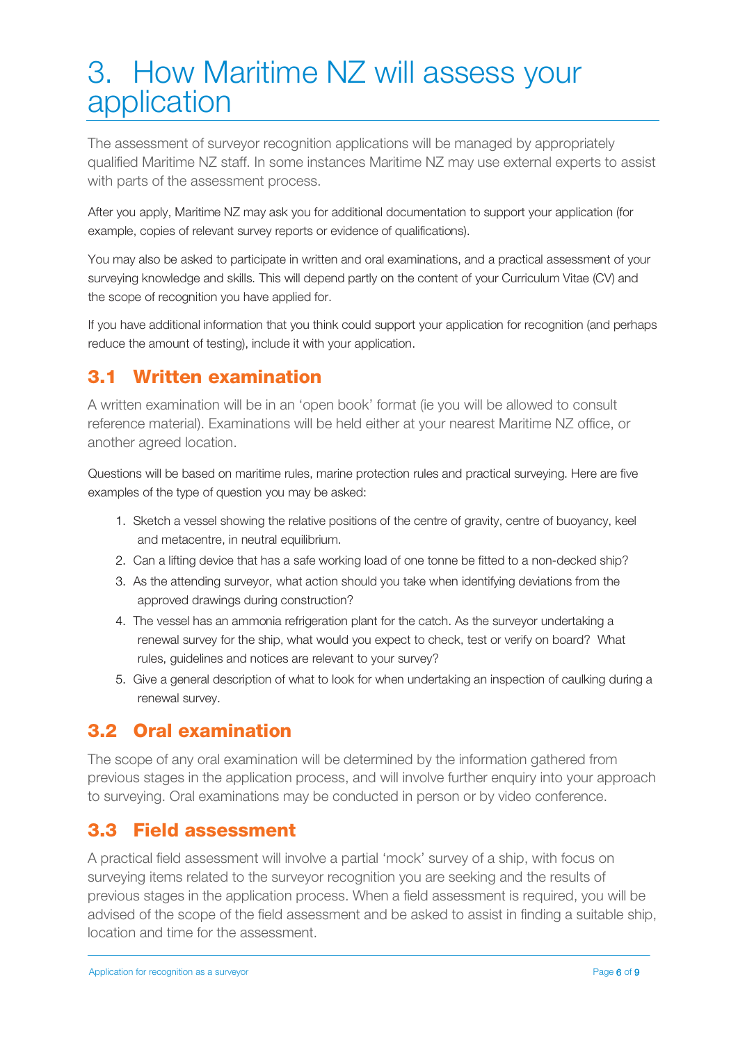# 3. How Maritime NZ will assess your application

The assessment of surveyor recognition applications will be managed by appropriately qualified Maritime NZ staff. In some instances Maritime NZ may use external experts to assist with parts of the assessment process.

After you apply, Maritime NZ may ask you for additional documentation to support your application (for example, copies of relevant survey reports or evidence of qualifications).

You may also be asked to participate in written and oral examinations, and a practical assessment of your surveying knowledge and skills. This will depend partly on the content of your Curriculum Vitae (CV) and the scope of recognition you have applied for.

If you have additional information that you think could support your application for recognition (and perhaps reduce the amount of testing), include it with your application.

## 3.1 Written examination

A written examination will be in an 'open book' format (ie you will be allowed to consult reference material). Examinations will be held either at your nearest Maritime NZ office, or another agreed location.

Questions will be based on maritime rules, marine protection rules and practical surveying. Here are five examples of the type of question you may be asked:

1. Sketch a vessel showing the relative positions of the centre of gravity, centre of buoyancy, keel and metacentre, in neutral equilibrium.
2. Can a lifting device that has a safe working load of one tonne be fitted to a non-decked ship?
3. As the attending surveyor, what action should you take when identifying deviations from the approved drawings during construction?
4. The vessel has an ammonia refrigeration plant for the catch. As the surveyor undertaking a renewal survey for the ship, what would you expect to check, test or verify on board? What rules, guidelines and notices are relevant to your survey?
5. Give a general description of what to look for when undertaking an inspection of caulking during a renewal survey.

## 3.2 Oral examination

The scope of any oral examination will be determined by the information gathered from previous stages in the application process, and will involve further enquiry into your approach to surveying. Oral examinations may be conducted in person or by video conference.

## 3.3 Field assessment

A practical field assessment will involve a partial 'mock' survey of a ship, with focus on surveying items related to the surveyor recognition you are seeking and the results of previous stages in the application process. When a field assessment is required, you will be advised of the scope of the field assessment and be asked to assist in finding a suitable ship, location and time for the assessment.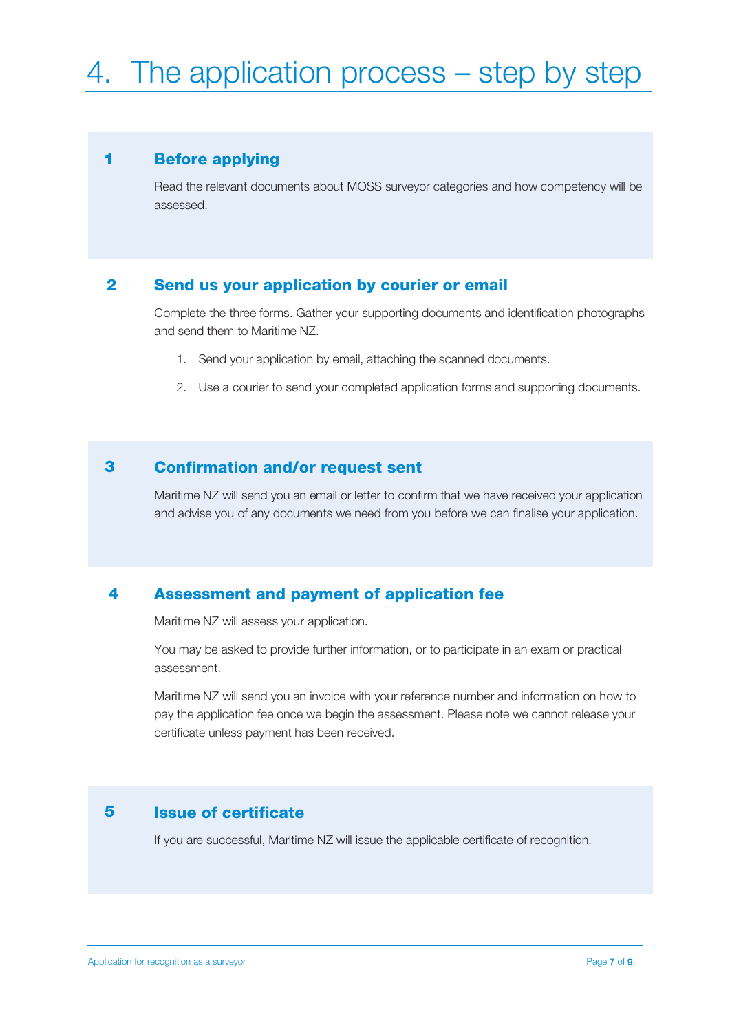# 4. The application process – step by step

### 1 Before applying

Read the relevant documents about MOSS surveyor categories and how competency will be assessed.

### 2 Send us your application by courier or email

Complete the three forms. Gather your supporting documents and identification photographs and send them to Maritime NZ.

1. Send your application by email, attaching the scanned documents.
2. Use a courier to send your completed application forms and supporting documents.

### 3 Confirmation and/or request sent

Maritime NZ will send you an email or letter to confirm that we have received your application and advise you of any documents we need from you before we can finalise your application.

### 4 Assessment and payment of application fee

Maritime NZ will assess your application.

You may be asked to provide further information, or to participate in an exam or practical assessment.

Maritime NZ will send you an invoice with your reference number and information on how to pay the application fee once we begin the assessment. Please note we cannot release your certificate unless payment has been received.

### 5 Issue of certificate

If you are successful, Maritime NZ will issue the applicable certificate of recognition.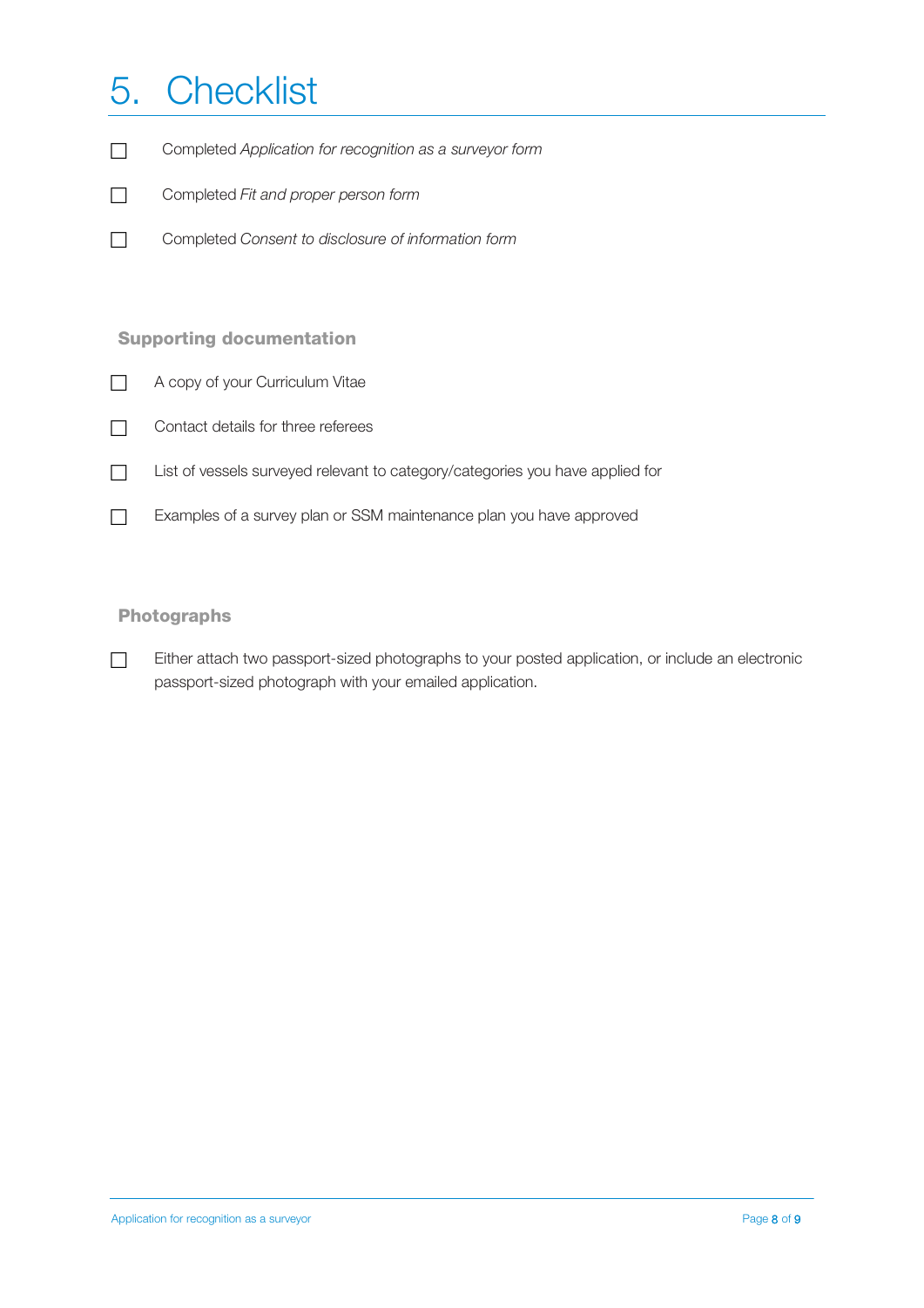# 5. Checklist

- ☐ Completed *Application for recognition as a surveyor form*
- ☐ Completed *Fit and proper person form*
- ☐ Completed *Consent to disclosure of information form*

### Supporting documentation

- ☐ A copy of your Curriculum Vitae
- ☐ Contact details for three referees
- ☐ List of vessels surveyed relevant to category/categories you have applied for
- ☐ Examples of a survey plan or SSM maintenance plan you have approved

### Photographs

- ☐ Either attach two passport-sized photographs to your posted application, or include an electronic passport-sized photograph with your emailed application.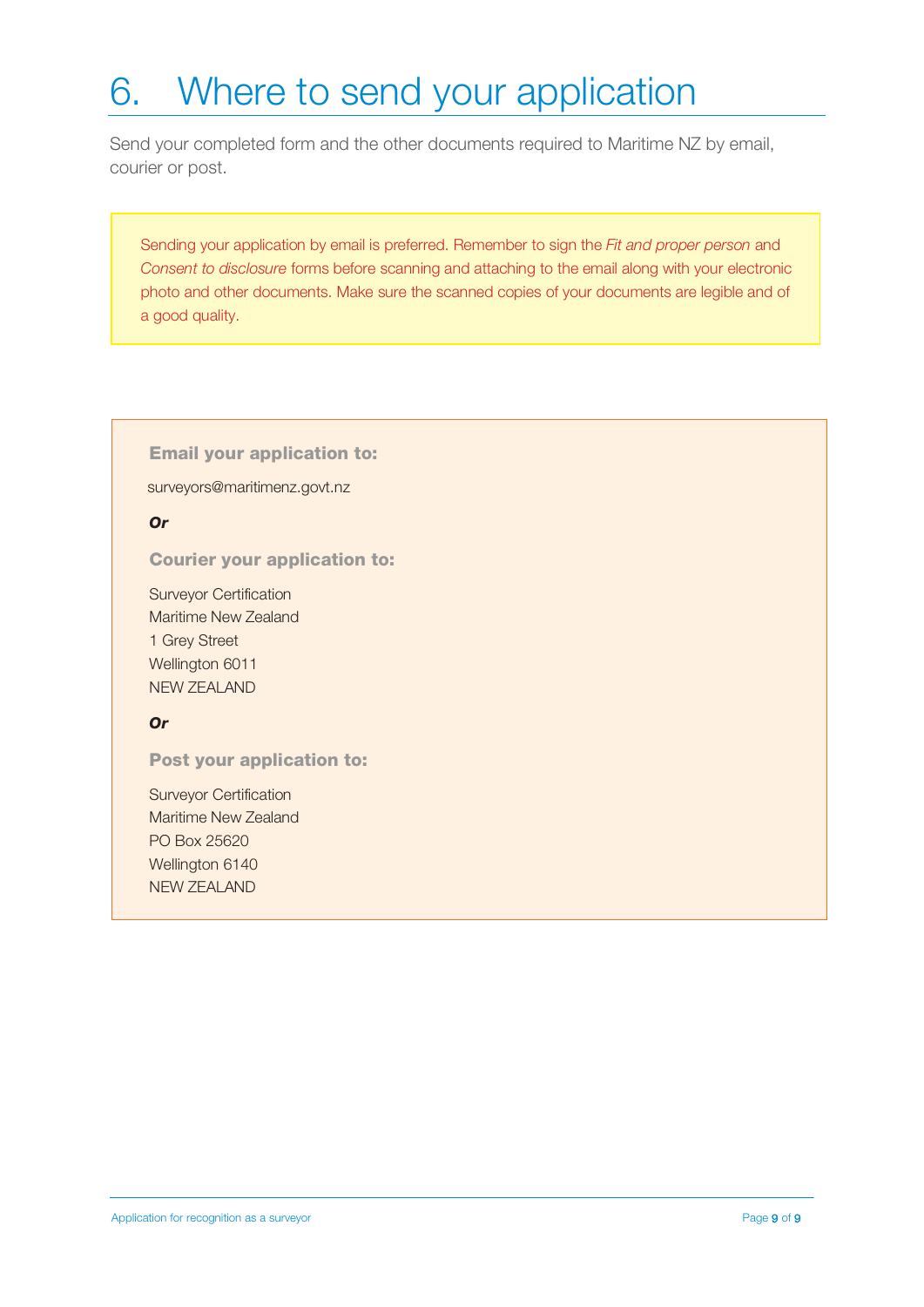# 6. Where to send your application

Send your completed form and the other documents required to Maritime NZ by email, courier or post.

Sending your application by email is preferred. Remember to sign the *Fit and proper person* and *Consent to disclosure* forms before scanning and attaching to the email along with your electronic photo and other documents. Make sure the scanned copies of your documents are legible and of a good quality.

**Email your application to:**

surveyors@maritimenz.govt.nz

***Or***

**Courier your application to:**

Surveyor Certification
Maritime New Zealand
1 Grey Street
Wellington 6011
NEW ZEALAND

***Or***

**Post your application to:**

Surveyor Certification
Maritime New Zealand
PO Box 25620
Wellington 6140
NEW ZEALAND